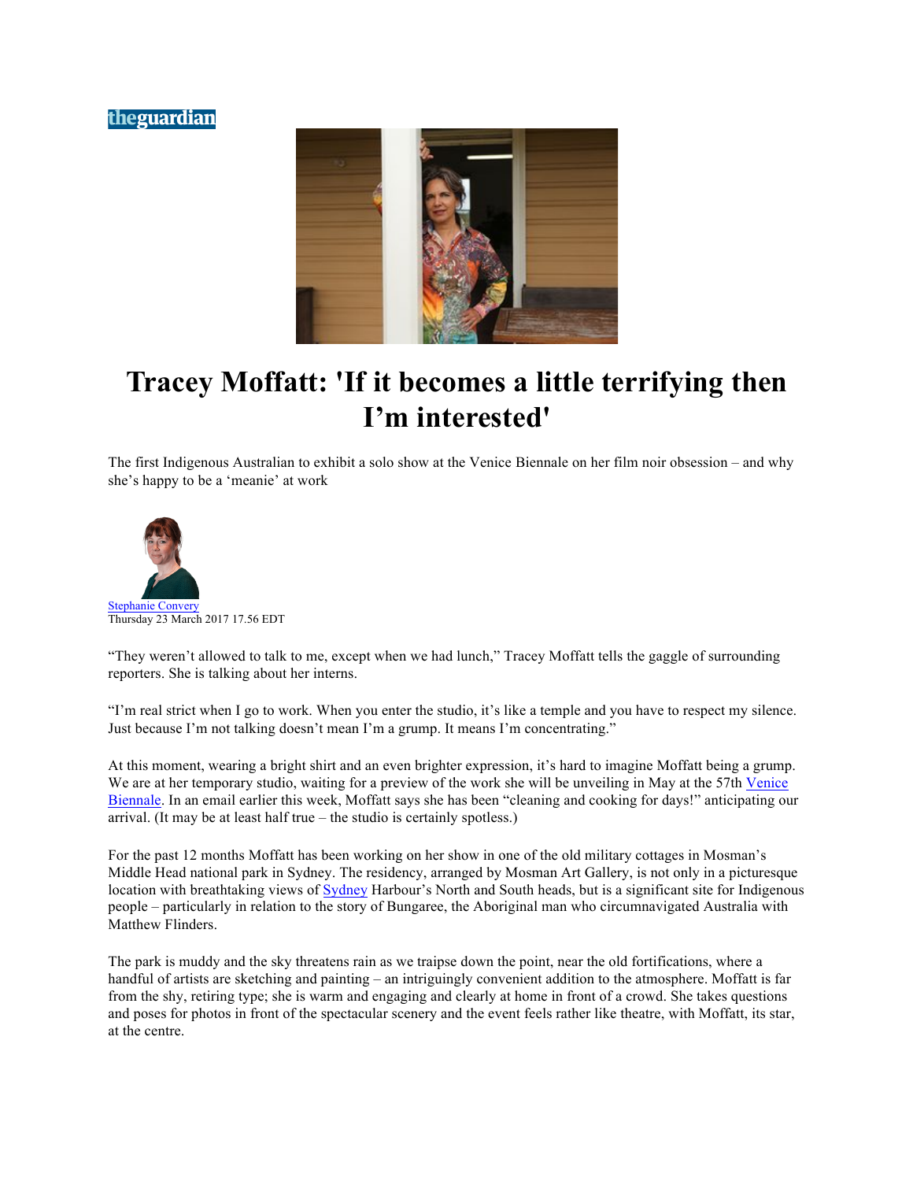theguardian

# Tracey Moffatt: 'If it becomes a little terrifying then I'm interested'

The first Indigenous Australian to exhibit a solo show at the Venice Biennale on her film noir obsession – and why she's happy to be a 'meanie' at work

Stephanie Convery
Thursday 23 March 2017 17.56 EDT

"They weren't allowed to talk to me, except when we had lunch," Tracey Moffatt tells the gaggle of surrounding reporters. She is talking about her interns.

"I'm real strict when I go to work. When you enter the studio, it's like a temple and you have to respect my silence. Just because I'm not talking doesn't mean I'm a grump. It means I'm concentrating."

At this moment, wearing a bright shirt and an even brighter expression, it's hard to imagine Moffatt being a grump. We are at her temporary studio, waiting for a preview of the work she will be unveiling in May at the 57th Venice Biennale. In an email earlier this week, Moffatt says she has been "cleaning and cooking for days!" anticipating our arrival. (It may be at least half true – the studio is certainly spotless.)

For the past 12 months Moffatt has been working on her show in one of the old military cottages in Mosman's Middle Head national park in Sydney. The residency, arranged by Mosman Art Gallery, is not only in a picturesque location with breathtaking views of Sydney Harbour's North and South heads, but is a significant site for Indigenous people – particularly in relation to the story of Bungaree, the Aboriginal man who circumnavigated Australia with Matthew Flinders.

The park is muddy and the sky threatens rain as we traipse down the point, near the old fortifications, where a handful of artists are sketching and painting – an intriguingly convenient addition to the atmosphere. Moffatt is far from the shy, retiring type; she is warm and engaging and clearly at home in front of a crowd. She takes questions and poses for photos in front of the spectacular scenery and the event feels rather like theatre, with Moffatt, its star, at the centre.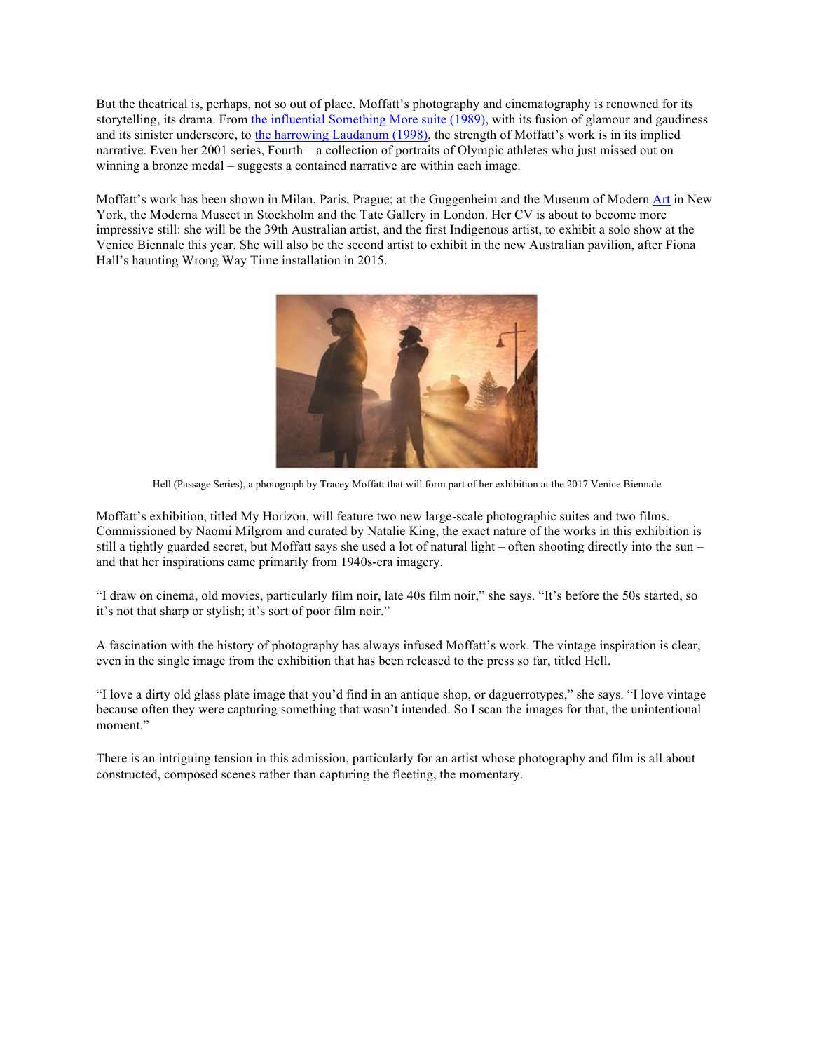But the theatrical is, perhaps, not so out of place. Moffatt's photography and cinematography is renowned for its storytelling, its drama. From the influential Something More suite (1989), with its fusion of glamour and gaudiness and its sinister underscore, to the harrowing Laudanum (1998), the strength of Moffatt's work is in its implied narrative. Even her 2001 series, Fourth – a collection of portraits of Olympic athletes who just missed out on winning a bronze medal – suggests a contained narrative arc within each image.

Moffatt's work has been shown in Milan, Paris, Prague; at the Guggenheim and the Museum of Modern Art in New York, the Moderna Museet in Stockholm and the Tate Gallery in London. Her CV is about to become more impressive still: she will be the 39th Australian artist, and the first Indigenous artist, to exhibit a solo show at the Venice Biennale this year. She will also be the second artist to exhibit in the new Australian pavilion, after Fiona Hall's haunting Wrong Way Time installation in 2015.

Hell (Passage Series), a photograph by Tracey Moffatt that will form part of her exhibition at the 2017 Venice Biennale

Moffatt's exhibition, titled My Horizon, will feature two new large-scale photographic suites and two films. Commissioned by Naomi Milgrom and curated by Natalie King, the exact nature of the works in this exhibition is still a tightly guarded secret, but Moffatt says she used a lot of natural light – often shooting directly into the sun – and that her inspirations came primarily from 1940s-era imagery.

"I draw on cinema, old movies, particularly film noir, late 40s film noir," she says. "It's before the 50s started, so it's not that sharp or stylish; it's sort of poor film noir."

A fascination with the history of photography has always infused Moffatt's work. The vintage inspiration is clear, even in the single image from the exhibition that has been released to the press so far, titled Hell.

"I love a dirty old glass plate image that you'd find in an antique shop, or daguerrotypes," she says. "I love vintage because often they were capturing something that wasn't intended. So I scan the images for that, the unintentional moment."

There is an intriguing tension in this admission, particularly for an artist whose photography and film is all about constructed, composed scenes rather than capturing the fleeting, the momentary.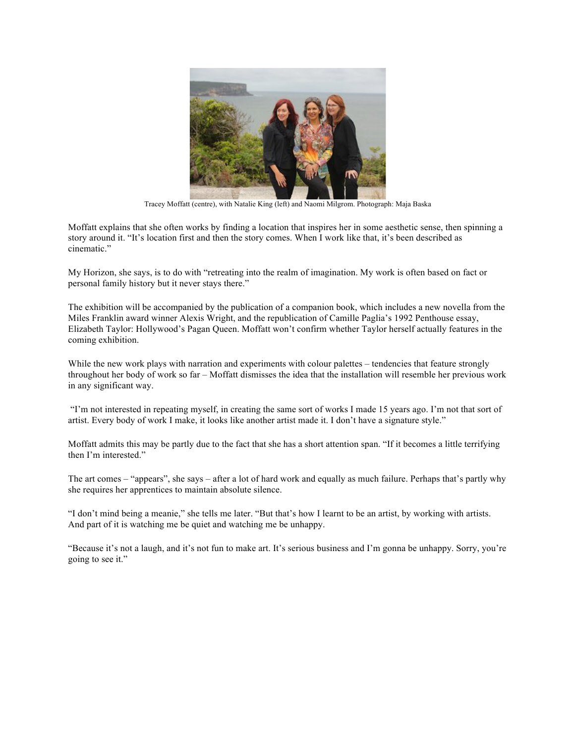Tracey Moffatt (centre), with Natalie King (left) and Naomi Milgrom. Photograph: Maja Baska

Moffatt explains that she often works by finding a location that inspires her in some aesthetic sense, then spinning a story around it. "It's location first and then the story comes. When I work like that, it's been described as cinematic."

My Horizon, she says, is to do with "retreating into the realm of imagination. My work is often based on fact or personal family history but it never stays there."

The exhibition will be accompanied by the publication of a companion book, which includes a new novella from the Miles Franklin award winner Alexis Wright, and the republication of Camille Paglia's 1992 Penthouse essay, Elizabeth Taylor: Hollywood's Pagan Queen. Moffatt won't confirm whether Taylor herself actually features in the coming exhibition.

While the new work plays with narration and experiments with colour palettes – tendencies that feature strongly throughout her body of work so far – Moffatt dismisses the idea that the installation will resemble her previous work in any significant way.

"I'm not interested in repeating myself, in creating the same sort of works I made 15 years ago. I'm not that sort of artist. Every body of work I make, it looks like another artist made it. I don't have a signature style."

Moffatt admits this may be partly due to the fact that she has a short attention span. "If it becomes a little terrifying then I'm interested."

The art comes – "appears", she says – after a lot of hard work and equally as much failure. Perhaps that's partly why she requires her apprentices to maintain absolute silence.

"I don't mind being a meanie," she tells me later. "But that's how I learnt to be an artist, by working with artists. And part of it is watching me be quiet and watching me be unhappy.

"Because it's not a laugh, and it's not fun to make art. It's serious business and I'm gonna be unhappy. Sorry, you're going to see it."